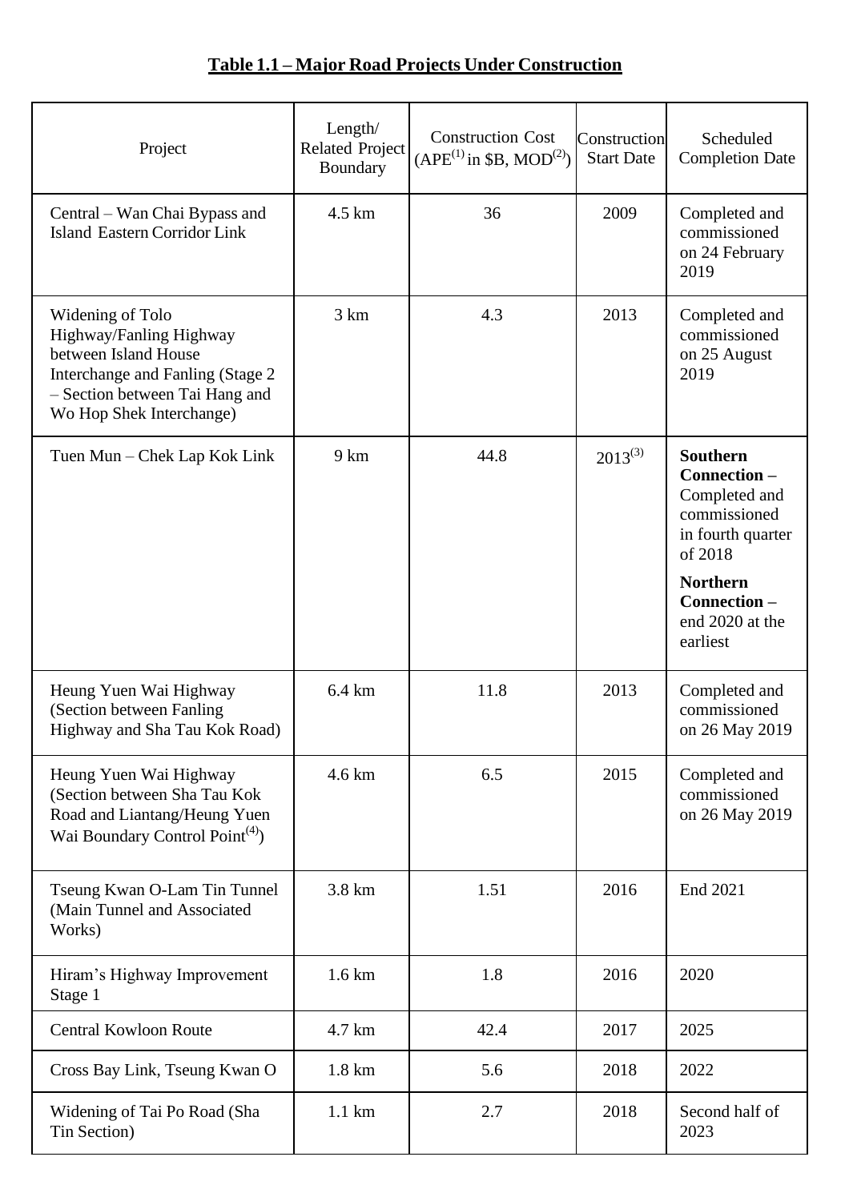**Table 1.1 – Major Road Projects Under Construction**

| Project | Length/ Related Project Boundary | Construction Cost (APE[1] in $B, MOD[2]) | Construction Start Date | Scheduled Completion Date |
|---|---|---|---|---|
| Central – Wan Chai Bypass and Island Eastern Corridor Link | 4.5 km | 36 | 2009 | Completed and commissioned on 24 February 2019 |
| Widening of Tolo Highway/Fanling Highway between Island House Interchange and Fanling (Stage 2 – Section between Tai Hang and Wo Hop Shek Interchange) | 3 km | 4.3 | 2013 | Completed and commissioned on 25 August 2019 |
| Tuen Mun – Chek Lap Kok Link | 9 km | 44.8 | 2013[3] | **Southern Connection –** Completed and commissioned in fourth quarter of 2018<br>**Northern Connection –** end 2020 at the earliest |
| Heung Yuen Wai Highway (Section between Fanling Highway and Sha Tau Kok Road) | 6.4 km | 11.8 | 2013 | Completed and commissioned on 26 May 2019 |
| Heung Yuen Wai Highway (Section between Sha Tau Kok Road and Liantang/Heung Yuen Wai Boundary Control Point[4]) | 4.6 km | 6.5 | 2015 | Completed and commissioned on 26 May 2019 |
| Tseung Kwan O-Lam Tin Tunnel (Main Tunnel and Associated Works) | 3.8 km | 1.51 | 2016 | End 2021 |
| Hiram's Highway Improvement Stage 1 | 1.6 km | 1.8 | 2016 | 2020 |
| Central Kowloon Route | 4.7 km | 42.4 | 2017 | 2025 |
| Cross Bay Link, Tseung Kwan O | 1.8 km | 5.6 | 2018 | 2022 |
| Widening of Tai Po Road (Sha Tin Section) | 1.1 km | 2.7 | 2018 | Second half of 2023 |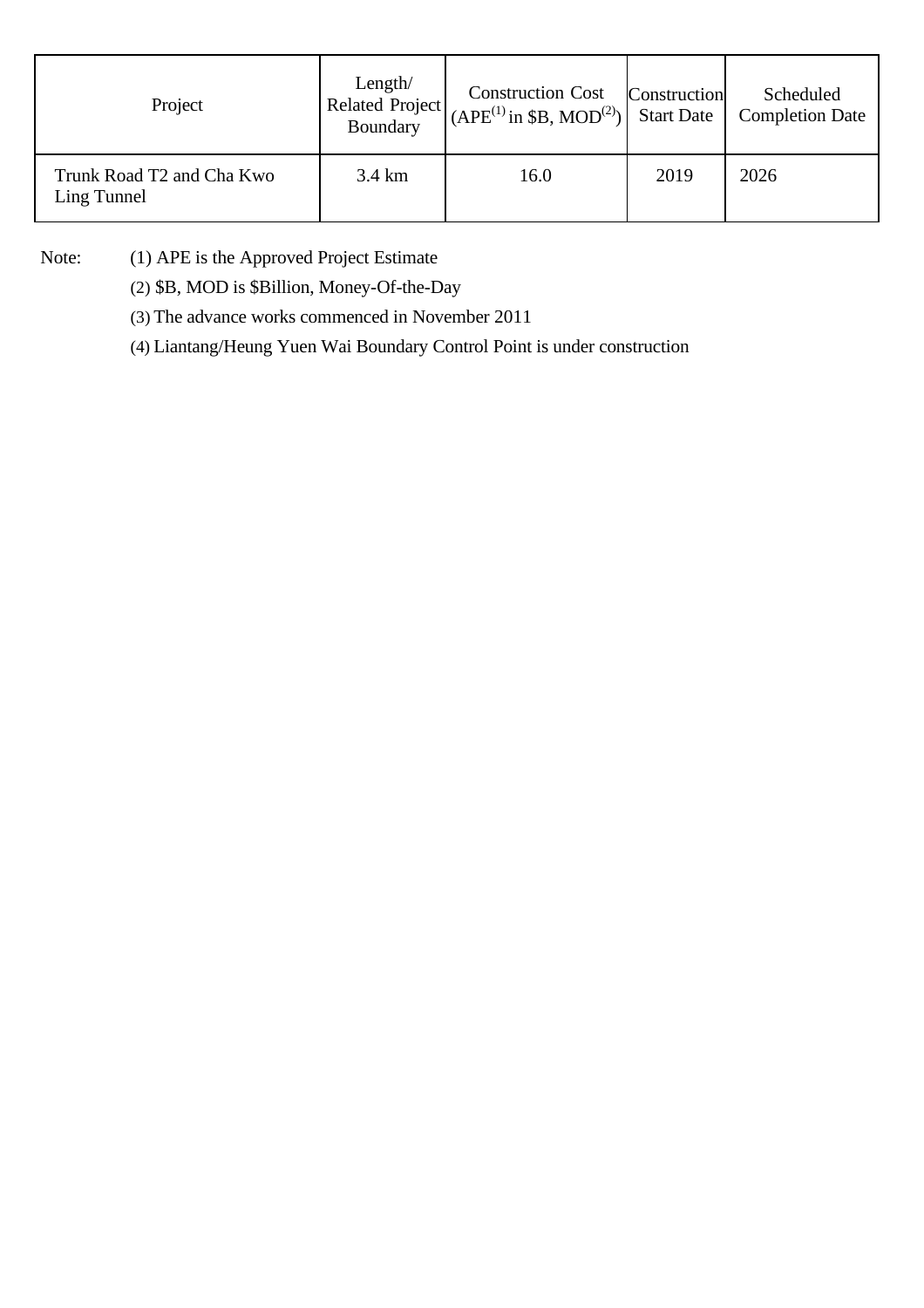| Project | Length/ Related Project Boundary | Construction Cost (APE[1] in $B, MOD[2]) | Construction Start Date | Scheduled Completion Date |
|---|---|---|---|---|
| Trunk Road T2 and Cha Kwo Ling Tunnel | 3.4 km | 16.0 | 2019 | 2026 |

Note:

(1) APE is the Approved Project Estimate

(2) $B, MOD is $Billion, Money-Of-the-Day

(3) The advance works commenced in November 2011

(4) Liantang/Heung Yuen Wai Boundary Control Point is under construction